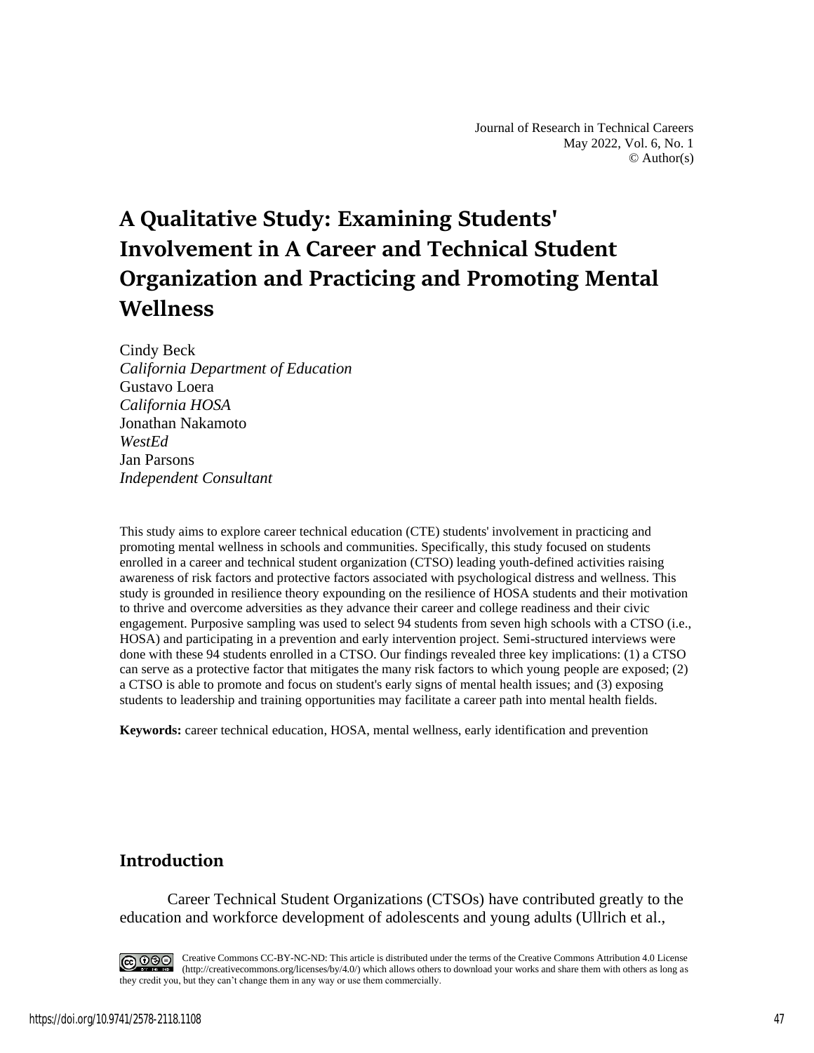# A Qualitative Study: Examining Students' Involvement in A Career and Technical Student Organization and Practicing and Promoting Mental Wellness

Cindy Beck
*California Department of Education*
Gustavo Loera
*California HOSA*
Jonathan Nakamoto
*WestEd*
Jan Parsons
*Independent Consultant*

This study aims to explore career technical education (CTE) students' involvement in practicing and promoting mental wellness in schools and communities. Specifically, this study focused on students enrolled in a career and technical student organization (CTSO) leading youth-defined activities raising awareness of risk factors and protective factors associated with psychological distress and wellness. This study is grounded in resilience theory expounding on the resilience of HOSA students and their motivation to thrive and overcome adversities as they advance their career and college readiness and their civic engagement. Purposive sampling was used to select 94 students from seven high schools with a CTSO (i.e., HOSA) and participating in a prevention and early intervention project. Semi-structured interviews were done with these 94 students enrolled in a CTSO. Our findings revealed three key implications: (1) a CTSO can serve as a protective factor that mitigates the many risk factors to which young people are exposed; (2) a CTSO is able to promote and focus on student's early signs of mental health issues; and (3) exposing students to leadership and training opportunities may facilitate a career path into mental health fields.

**Keywords:** career technical education, HOSA, mental wellness, early identification and prevention

## Introduction

Career Technical Student Organizations (CTSOs) have contributed greatly to the education and workforce development of adolescents and young adults (Ullrich et al.,

Creative Commons CC-BY-NC-ND: This article is distributed under the terms of the Creative Commons Attribution 4.0 License (http://creativecommons.org/licenses/by/4.0/) which allows others to download your works and share them with others as long as they credit you, but they can't change them in any way or use them commercially.

https://doi.org/10.9741/2578-2118.1108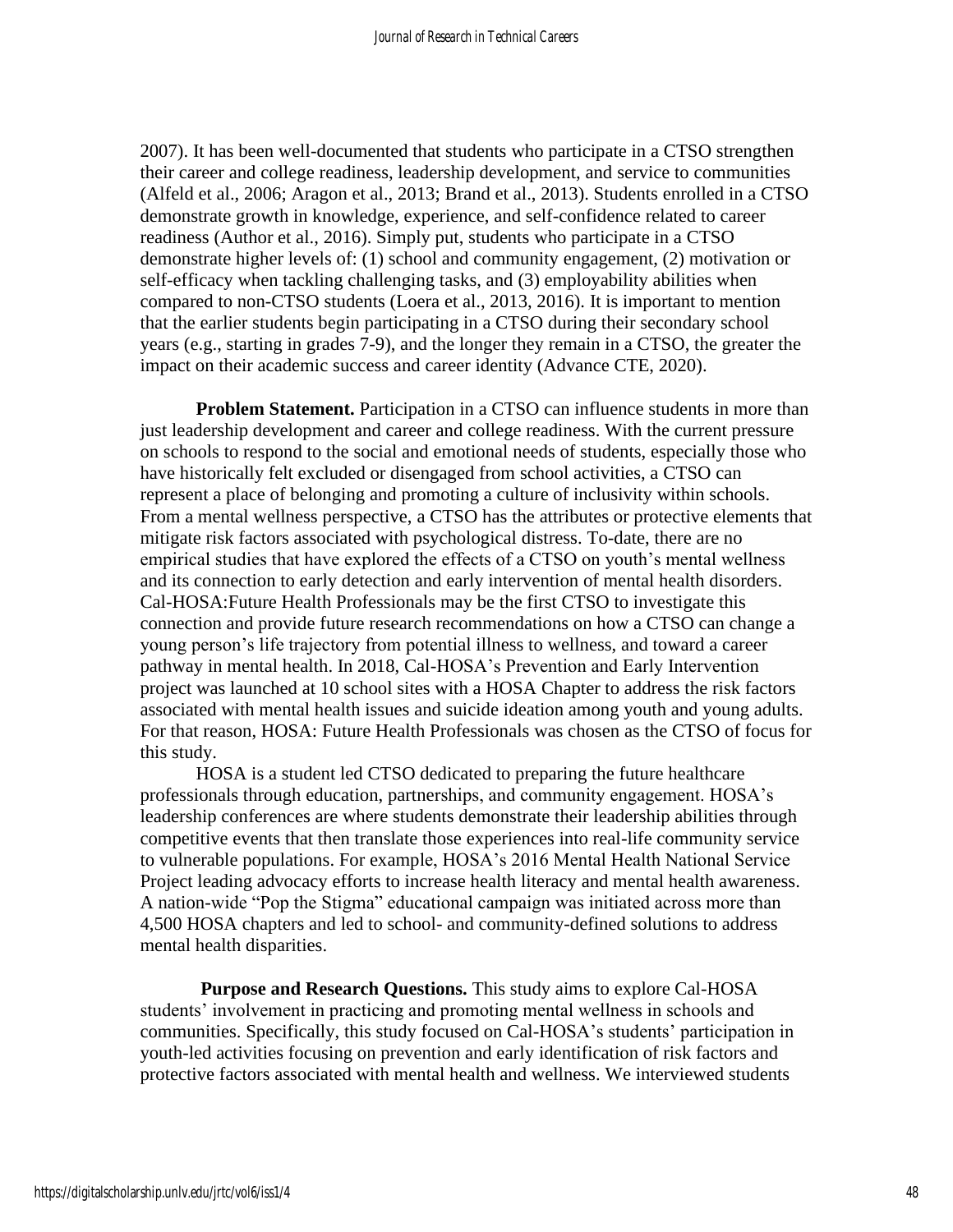2007). It has been well-documented that students who participate in a CTSO strengthen their career and college readiness, leadership development, and service to communities (Alfeld et al., 2006; Aragon et al., 2013; Brand et al., 2013). Students enrolled in a CTSO demonstrate growth in knowledge, experience, and self-confidence related to career readiness (Author et al., 2016). Simply put, students who participate in a CTSO demonstrate higher levels of: (1) school and community engagement, (2) motivation or self-efficacy when tackling challenging tasks, and (3) employability abilities when compared to non-CTSO students (Loera et al., 2013, 2016). It is important to mention that the earlier students begin participating in a CTSO during their secondary school years (e.g., starting in grades 7-9), and the longer they remain in a CTSO, the greater the impact on their academic success and career identity (Advance CTE, 2020).

**Problem Statement.** Participation in a CTSO can influence students in more than just leadership development and career and college readiness. With the current pressure on schools to respond to the social and emotional needs of students, especially those who have historically felt excluded or disengaged from school activities, a CTSO can represent a place of belonging and promoting a culture of inclusivity within schools. From a mental wellness perspective, a CTSO has the attributes or protective elements that mitigate risk factors associated with psychological distress. To-date, there are no empirical studies that have explored the effects of a CTSO on youth's mental wellness and its connection to early detection and early intervention of mental health disorders. Cal-HOSA:Future Health Professionals may be the first CTSO to investigate this connection and provide future research recommendations on how a CTSO can change a young person's life trajectory from potential illness to wellness, and toward a career pathway in mental health. In 2018, Cal-HOSA's Prevention and Early Intervention project was launched at 10 school sites with a HOSA Chapter to address the risk factors associated with mental health issues and suicide ideation among youth and young adults. For that reason, HOSA: Future Health Professionals was chosen as the CTSO of focus for this study.

HOSA is a student led CTSO dedicated to preparing the future healthcare professionals through education, partnerships, and community engagement. HOSA's leadership conferences are where students demonstrate their leadership abilities through competitive events that then translate those experiences into real-life community service to vulnerable populations. For example, HOSA's 2016 Mental Health National Service Project leading advocacy efforts to increase health literacy and mental health awareness. A nation-wide "Pop the Stigma" educational campaign was initiated across more than 4,500 HOSA chapters and led to school- and community-defined solutions to address mental health disparities.

**Purpose and Research Questions.** This study aims to explore Cal-HOSA students' involvement in practicing and promoting mental wellness in schools and communities. Specifically, this study focused on Cal-HOSA's students' participation in youth-led activities focusing on prevention and early identification of risk factors and protective factors associated with mental health and wellness. We interviewed students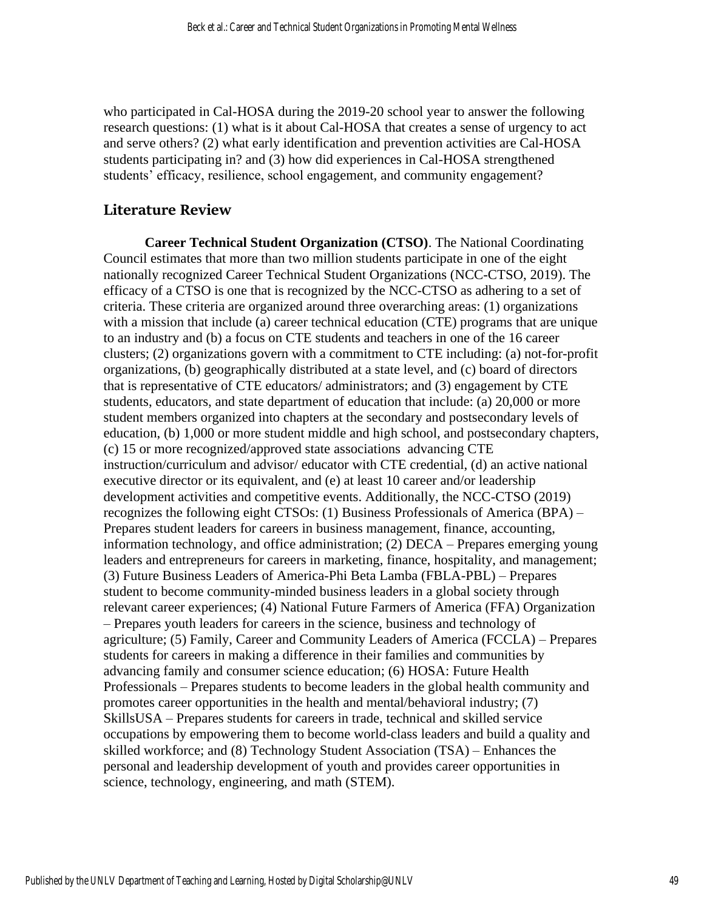who participated in Cal-HOSA during the 2019-20 school year to answer the following research questions: (1) what is it about Cal-HOSA that creates a sense of urgency to act and serve others? (2) what early identification and prevention activities are Cal-HOSA students participating in? and (3) how did experiences in Cal-HOSA strengthened students' efficacy, resilience, school engagement, and community engagement?

## Literature Review

**Career Technical Student Organization (CTSO)**. The National Coordinating Council estimates that more than two million students participate in one of the eight nationally recognized Career Technical Student Organizations (NCC-CTSO, 2019). The efficacy of a CTSO is one that is recognized by the NCC-CTSO as adhering to a set of criteria. These criteria are organized around three overarching areas: (1) organizations with a mission that include (a) career technical education (CTE) programs that are unique to an industry and (b) a focus on CTE students and teachers in one of the 16 career clusters; (2) organizations govern with a commitment to CTE including: (a) not-for-profit organizations, (b) geographically distributed at a state level, and (c) board of directors that is representative of CTE educators/ administrators; and (3) engagement by CTE students, educators, and state department of education that include: (a) 20,000 or more student members organized into chapters at the secondary and postsecondary levels of education, (b) 1,000 or more student middle and high school, and postsecondary chapters, (c) 15 or more recognized/approved state associations advancing CTE instruction/curriculum and advisor/ educator with CTE credential, (d) an active national executive director or its equivalent, and (e) at least 10 career and/or leadership development activities and competitive events. Additionally, the NCC-CTSO (2019) recognizes the following eight CTSOs: (1) Business Professionals of America (BPA) – Prepares student leaders for careers in business management, finance, accounting, information technology, and office administration; (2) DECA – Prepares emerging young leaders and entrepreneurs for careers in marketing, finance, hospitality, and management; (3) Future Business Leaders of America-Phi Beta Lamba (FBLA-PBL) – Prepares student to become community-minded business leaders in a global society through relevant career experiences; (4) National Future Farmers of America (FFA) Organization – Prepares youth leaders for careers in the science, business and technology of agriculture; (5) Family, Career and Community Leaders of America (FCCLA) – Prepares students for careers in making a difference in their families and communities by advancing family and consumer science education; (6) HOSA: Future Health Professionals – Prepares students to become leaders in the global health community and promotes career opportunities in the health and mental/behavioral industry; (7) SkillsUSA – Prepares students for careers in trade, technical and skilled service occupations by empowering them to become world-class leaders and build a quality and skilled workforce; and (8) Technology Student Association (TSA) – Enhances the personal and leadership development of youth and provides career opportunities in science, technology, engineering, and math (STEM).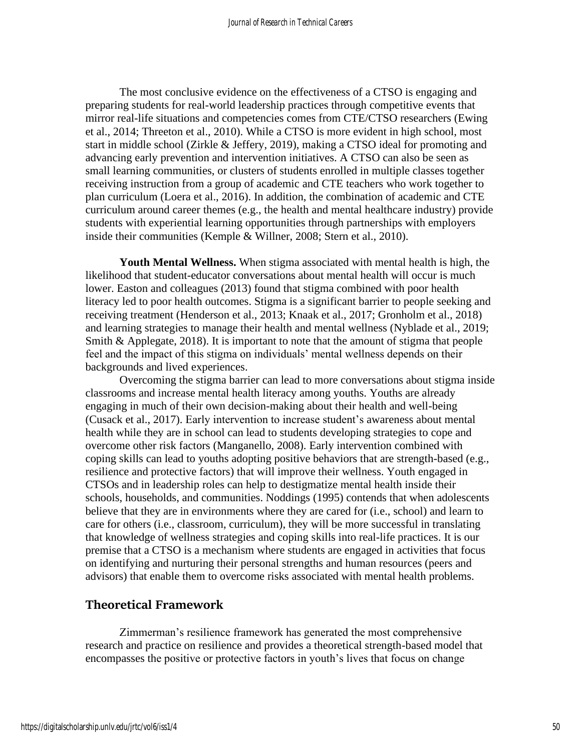The most conclusive evidence on the effectiveness of a CTSO is engaging and preparing students for real-world leadership practices through competitive events that mirror real-life situations and competencies comes from CTE/CTSO researchers (Ewing et al., 2014; Threeton et al., 2010). While a CTSO is more evident in high school, most start in middle school (Zirkle & Jeffery, 2019), making a CTSO ideal for promoting and advancing early prevention and intervention initiatives. A CTSO can also be seen as small learning communities, or clusters of students enrolled in multiple classes together receiving instruction from a group of academic and CTE teachers who work together to plan curriculum (Loera et al., 2016). In addition, the combination of academic and CTE curriculum around career themes (e.g., the health and mental healthcare industry) provide students with experiential learning opportunities through partnerships with employers inside their communities (Kemple & Willner, 2008; Stern et al., 2010).

**Youth Mental Wellness.** When stigma associated with mental health is high, the likelihood that student-educator conversations about mental health will occur is much lower. Easton and colleagues (2013) found that stigma combined with poor health literacy led to poor health outcomes. Stigma is a significant barrier to people seeking and receiving treatment (Henderson et al., 2013; Knaak et al., 2017; Gronholm et al., 2018) and learning strategies to manage their health and mental wellness (Nyblade et al., 2019; Smith & Applegate, 2018). It is important to note that the amount of stigma that people feel and the impact of this stigma on individuals' mental wellness depends on their backgrounds and lived experiences.

Overcoming the stigma barrier can lead to more conversations about stigma inside classrooms and increase mental health literacy among youths. Youths are already engaging in much of their own decision-making about their health and well-being (Cusack et al., 2017). Early intervention to increase student's awareness about mental health while they are in school can lead to students developing strategies to cope and overcome other risk factors (Manganello, 2008). Early intervention combined with coping skills can lead to youths adopting positive behaviors that are strength-based (e.g., resilience and protective factors) that will improve their wellness. Youth engaged in CTSOs and in leadership roles can help to destigmatize mental health inside their schools, households, and communities. Noddings (1995) contends that when adolescents believe that they are in environments where they are cared for (i.e., school) and learn to care for others (i.e., classroom, curriculum), they will be more successful in translating that knowledge of wellness strategies and coping skills into real-life practices. It is our premise that a CTSO is a mechanism where students are engaged in activities that focus on identifying and nurturing their personal strengths and human resources (peers and advisors) that enable them to overcome risks associated with mental health problems.

## Theoretical Framework

Zimmerman's resilience framework has generated the most comprehensive research and practice on resilience and provides a theoretical strength-based model that encompasses the positive or protective factors in youth's lives that focus on change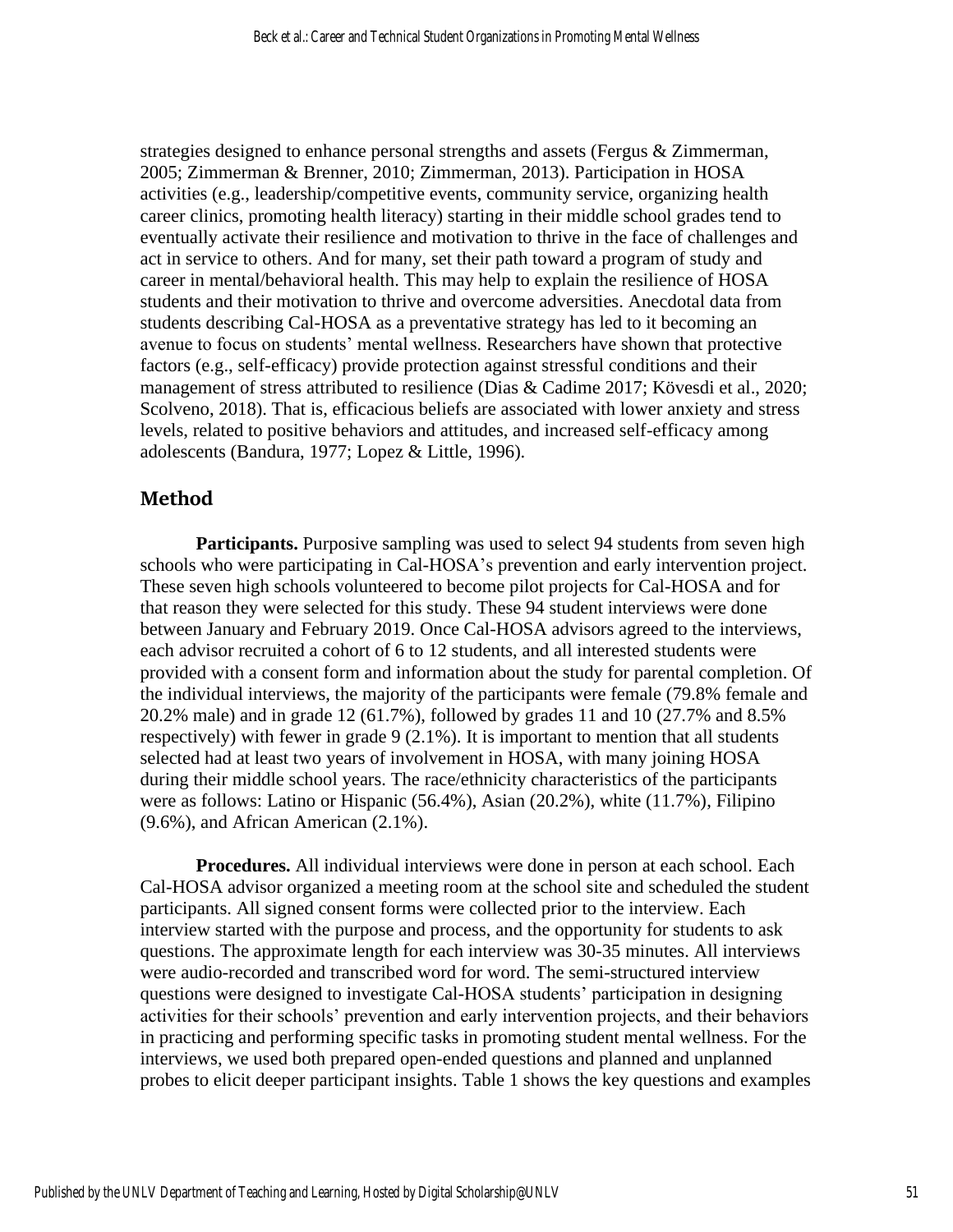strategies designed to enhance personal strengths and assets (Fergus & Zimmerman, 2005; Zimmerman & Brenner, 2010; Zimmerman, 2013). Participation in HOSA activities (e.g., leadership/competitive events, community service, organizing health career clinics, promoting health literacy) starting in their middle school grades tend to eventually activate their resilience and motivation to thrive in the face of challenges and act in service to others. And for many, set their path toward a program of study and career in mental/behavioral health. This may help to explain the resilience of HOSA students and their motivation to thrive and overcome adversities. Anecdotal data from students describing Cal-HOSA as a preventative strategy has led to it becoming an avenue to focus on students' mental wellness. Researchers have shown that protective factors (e.g., self-efficacy) provide protection against stressful conditions and their management of stress attributed to resilience (Dias & Cadime 2017; Kövesdi et al., 2020; Scolveno, 2018). That is, efficacious beliefs are associated with lower anxiety and stress levels, related to positive behaviors and attitudes, and increased self-efficacy among adolescents (Bandura, 1977; Lopez & Little, 1996).

## Method

**Participants.** Purposive sampling was used to select 94 students from seven high schools who were participating in Cal-HOSA's prevention and early intervention project. These seven high schools volunteered to become pilot projects for Cal-HOSA and for that reason they were selected for this study. These 94 student interviews were done between January and February 2019. Once Cal-HOSA advisors agreed to the interviews, each advisor recruited a cohort of 6 to 12 students, and all interested students were provided with a consent form and information about the study for parental completion. Of the individual interviews, the majority of the participants were female (79.8% female and 20.2% male) and in grade 12 (61.7%), followed by grades 11 and 10 (27.7% and 8.5% respectively) with fewer in grade 9 (2.1%). It is important to mention that all students selected had at least two years of involvement in HOSA, with many joining HOSA during their middle school years. The race/ethnicity characteristics of the participants were as follows: Latino or Hispanic (56.4%), Asian (20.2%), white (11.7%), Filipino (9.6%), and African American (2.1%).

**Procedures.** All individual interviews were done in person at each school. Each Cal-HOSA advisor organized a meeting room at the school site and scheduled the student participants. All signed consent forms were collected prior to the interview. Each interview started with the purpose and process, and the opportunity for students to ask questions. The approximate length for each interview was 30-35 minutes. All interviews were audio-recorded and transcribed word for word. The semi-structured interview questions were designed to investigate Cal-HOSA students' participation in designing activities for their schools' prevention and early intervention projects, and their behaviors in practicing and performing specific tasks in promoting student mental wellness. For the interviews, we used both prepared open-ended questions and planned and unplanned probes to elicit deeper participant insights. Table 1 shows the key questions and examples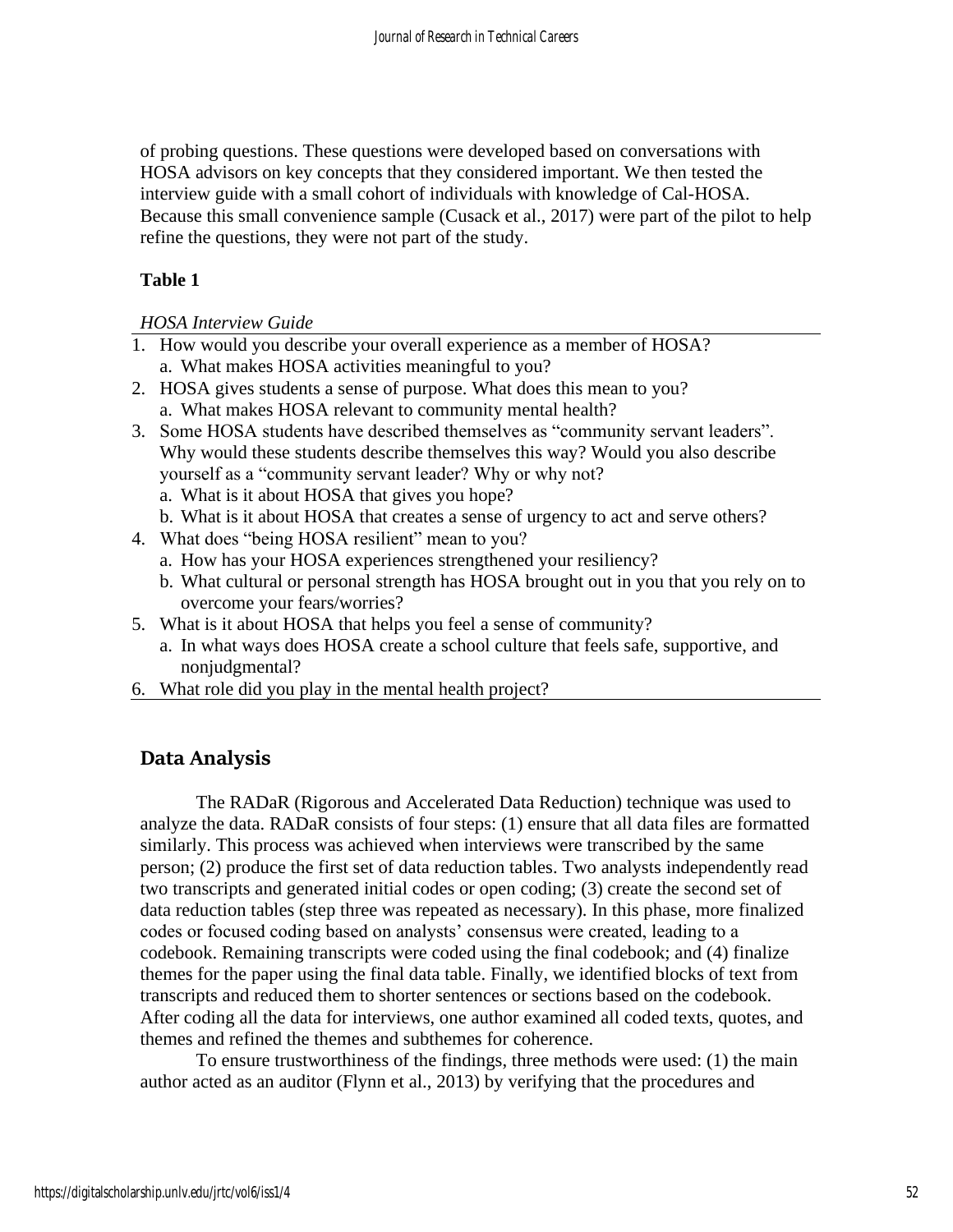of probing questions. These questions were developed based on conversations with HOSA advisors on key concepts that they considered important. We then tested the interview guide with a small cohort of individuals with knowledge of Cal-HOSA. Because this small convenience sample (Cusack et al., 2017) were part of the pilot to help refine the questions, they were not part of the study.

**Table 1**

*HOSA Interview Guide*

1. How would you describe your overall experience as a member of HOSA?
   a. What makes HOSA activities meaningful to you?
2. HOSA gives students a sense of purpose. What does this mean to you?
   a. What makes HOSA relevant to community mental health?
3. Some HOSA students have described themselves as "community servant leaders". Why would these students describe themselves this way? Would you also describe yourself as a "community servant leader? Why or why not?
   a. What is it about HOSA that gives you hope?
   b. What is it about HOSA that creates a sense of urgency to act and serve others?
4. What does "being HOSA resilient" mean to you?
   a. How has your HOSA experiences strengthened your resiliency?
   b. What cultural or personal strength has HOSA brought out in you that you rely on to overcome your fears/worries?
5. What is it about HOSA that helps you feel a sense of community?
   a. In what ways does HOSA create a school culture that feels safe, supportive, and nonjudgmental?
6. What role did you play in the mental health project?

## Data Analysis

The RADaR (Rigorous and Accelerated Data Reduction) technique was used to analyze the data. RADaR consists of four steps: (1) ensure that all data files are formatted similarly. This process was achieved when interviews were transcribed by the same person; (2) produce the first set of data reduction tables. Two analysts independently read two transcripts and generated initial codes or open coding; (3) create the second set of data reduction tables (step three was repeated as necessary). In this phase, more finalized codes or focused coding based on analysts' consensus were created, leading to a codebook. Remaining transcripts were coded using the final codebook; and (4) finalize themes for the paper using the final data table. Finally, we identified blocks of text from transcripts and reduced them to shorter sentences or sections based on the codebook. After coding all the data for interviews, one author examined all coded texts, quotes, and themes and refined the themes and subthemes for coherence.

To ensure trustworthiness of the findings, three methods were used: (1) the main author acted as an auditor (Flynn et al., 2013) by verifying that the procedures and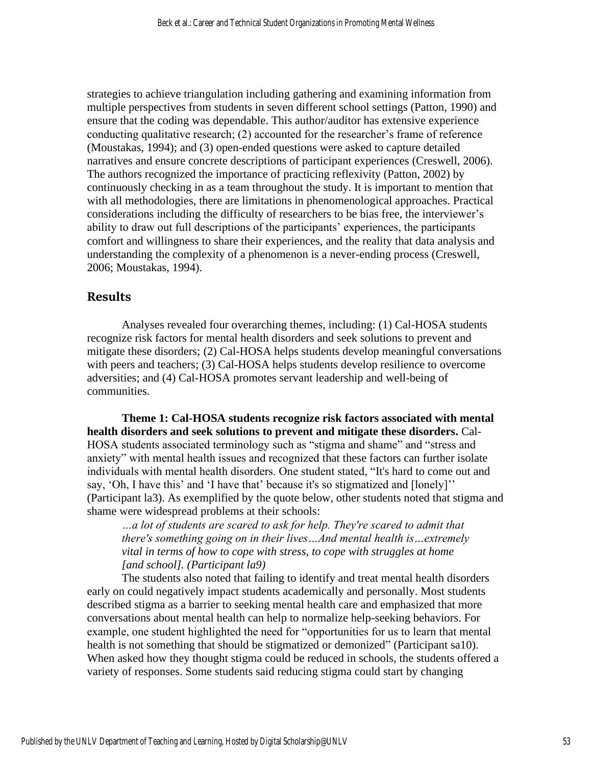strategies to achieve triangulation including gathering and examining information from multiple perspectives from students in seven different school settings (Patton, 1990) and ensure that the coding was dependable. This author/auditor has extensive experience conducting qualitative research; (2) accounted for the researcher's frame of reference (Moustakas, 1994); and (3) open-ended questions were asked to capture detailed narratives and ensure concrete descriptions of participant experiences (Creswell, 2006). The authors recognized the importance of practicing reflexivity (Patton, 2002) by continuously checking in as a team throughout the study. It is important to mention that with all methodologies, there are limitations in phenomenological approaches. Practical considerations including the difficulty of researchers to be bias free, the interviewer's ability to draw out full descriptions of the participants' experiences, the participants comfort and willingness to share their experiences, and the reality that data analysis and understanding the complexity of a phenomenon is a never-ending process (Creswell, 2006; Moustakas, 1994).

## Results

Analyses revealed four overarching themes, including: (1) Cal-HOSA students recognize risk factors for mental health disorders and seek solutions to prevent and mitigate these disorders; (2) Cal-HOSA helps students develop meaningful conversations with peers and teachers; (3) Cal-HOSA helps students develop resilience to overcome adversities; and (4) Cal-HOSA promotes servant leadership and well-being of communities.

**Theme 1: Cal-HOSA students recognize risk factors associated with mental health disorders and seek solutions to prevent and mitigate these disorders.** Cal-HOSA students associated terminology such as "stigma and shame" and "stress and anxiety" with mental health issues and recognized that these factors can further isolate individuals with mental health disorders. One student stated, "It's hard to come out and say, 'Oh, I have this' and 'I have that' because it's so stigmatized and [lonely]'' (Participant la3). As exemplified by the quote below, other students noted that stigma and shame were widespread problems at their schools:

> *…a lot of students are scared to ask for help. They're scared to admit that there's something going on in their lives…And mental health is…extremely vital in terms of how to cope with stress, to cope with struggles at home [and school]. (Participant la9)*

The students also noted that failing to identify and treat mental health disorders early on could negatively impact students academically and personally. Most students described stigma as a barrier to seeking mental health care and emphasized that more conversations about mental health can help to normalize help-seeking behaviors. For example, one student highlighted the need for "opportunities for us to learn that mental health is not something that should be stigmatized or demonized" (Participant sa10). When asked how they thought stigma could be reduced in schools, the students offered a variety of responses. Some students said reducing stigma could start by changing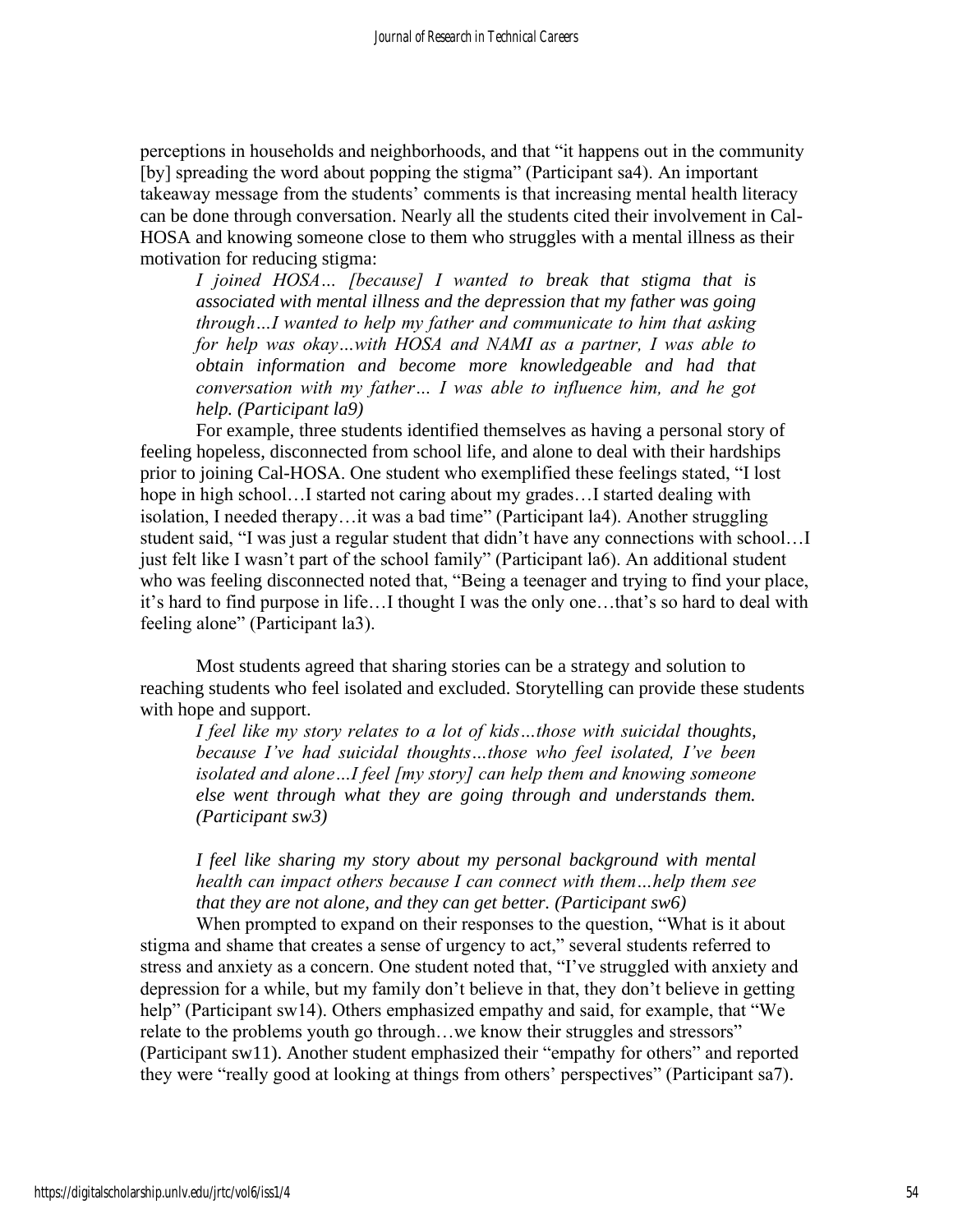perceptions in households and neighborhoods, and that "it happens out in the community [by] spreading the word about popping the stigma" (Participant sa4). An important takeaway message from the students' comments is that increasing mental health literacy can be done through conversation. Nearly all the students cited their involvement in Cal-HOSA and knowing someone close to them who struggles with a mental illness as their motivation for reducing stigma:

> *I joined HOSA… [because] I wanted to break that stigma that is associated with mental illness and the depression that my father was going through…I wanted to help my father and communicate to him that asking for help was okay…with HOSA and NAMI as a partner, I was able to obtain information and become more knowledgeable and had that conversation with my father… I was able to influence him, and he got help. (Participant la9)*

For example, three students identified themselves as having a personal story of feeling hopeless, disconnected from school life, and alone to deal with their hardships prior to joining Cal-HOSA. One student who exemplified these feelings stated, "I lost hope in high school…I started not caring about my grades…I started dealing with isolation, I needed therapy…it was a bad time" (Participant la4). Another struggling student said, "I was just a regular student that didn't have any connections with school…I just felt like I wasn't part of the school family" (Participant la6). An additional student who was feeling disconnected noted that, "Being a teenager and trying to find your place, it's hard to find purpose in life…I thought I was the only one…that's so hard to deal with feeling alone" (Participant la3).

Most students agreed that sharing stories can be a strategy and solution to reaching students who feel isolated and excluded. Storytelling can provide these students with hope and support.

> *I feel like my story relates to a lot of kids…those with suicidal thoughts, because I've had suicidal thoughts…those who feel isolated, I've been isolated and alone…I feel [my story] can help them and knowing someone else went through what they are going through and understands them. (Participant sw3)*

> *I feel like sharing my story about my personal background with mental health can impact others because I can connect with them…help them see that they are not alone, and they can get better. (Participant sw6)*

When prompted to expand on their responses to the question, "What is it about stigma and shame that creates a sense of urgency to act," several students referred to stress and anxiety as a concern. One student noted that, "I've struggled with anxiety and depression for a while, but my family don't believe in that, they don't believe in getting help" (Participant sw14). Others emphasized empathy and said, for example, that "We relate to the problems youth go through…we know their struggles and stressors" (Participant sw11). Another student emphasized their "empathy for others" and reported they were "really good at looking at things from others' perspectives" (Participant sa7).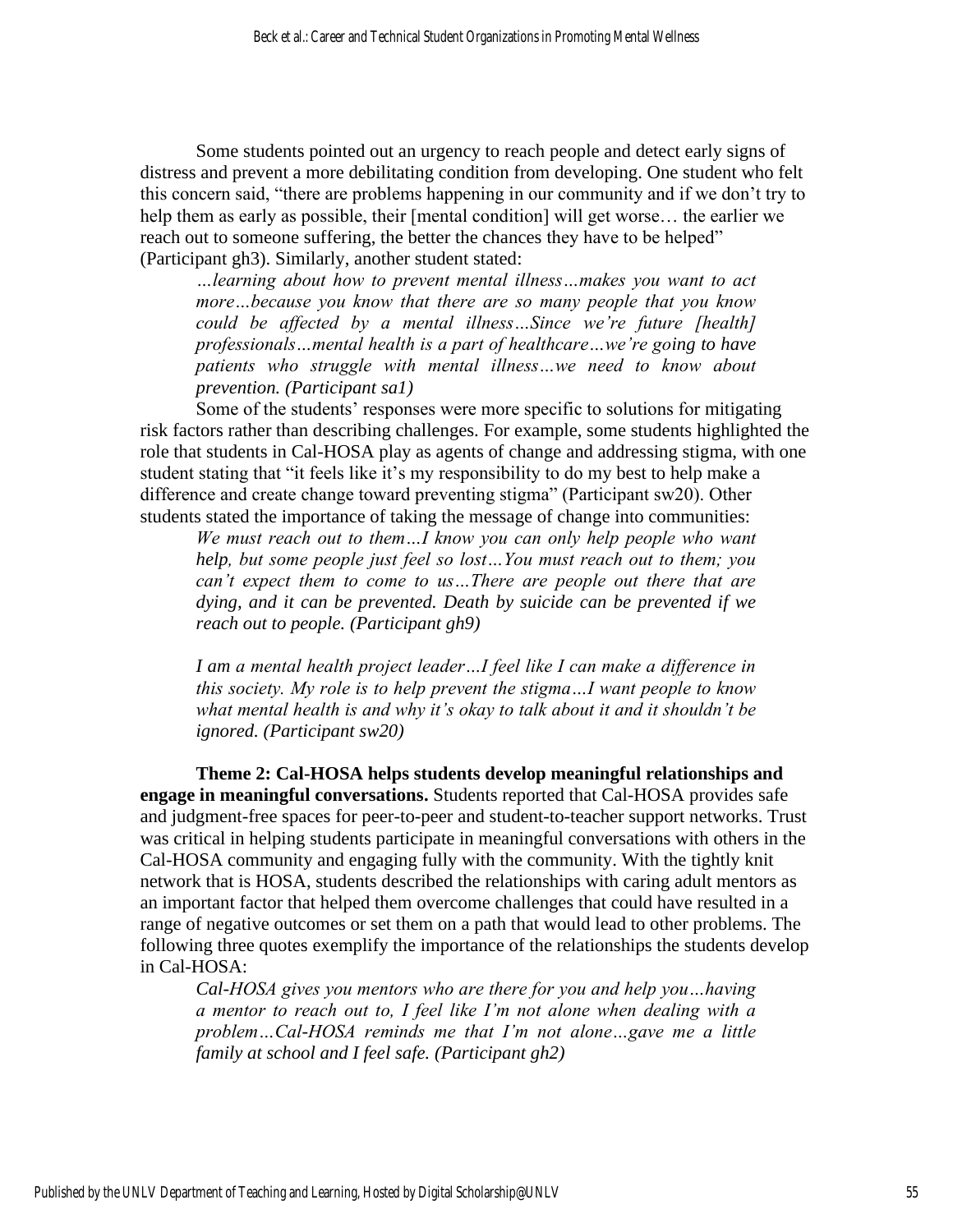Some students pointed out an urgency to reach people and detect early signs of distress and prevent a more debilitating condition from developing. One student who felt this concern said, "there are problems happening in our community and if we don't try to help them as early as possible, their [mental condition] will get worse… the earlier we reach out to someone suffering, the better the chances they have to be helped" (Participant gh3). Similarly, another student stated:

> *…learning about how to prevent mental illness…makes you want to act more…because you know that there are so many people that you know could be affected by a mental illness…Since we're future [health] professionals…mental health is a part of healthcare…we're going to have patients who struggle with mental illness…we need to know about prevention. (Participant sa1)*

Some of the students' responses were more specific to solutions for mitigating risk factors rather than describing challenges. For example, some students highlighted the role that students in Cal-HOSA play as agents of change and addressing stigma, with one student stating that "it feels like it's my responsibility to do my best to help make a difference and create change toward preventing stigma" (Participant sw20). Other students stated the importance of taking the message of change into communities:

> *We must reach out to them…I know you can only help people who want help, but some people just feel so lost…You must reach out to them; you can't expect them to come to us…There are people out there that are dying, and it can be prevented. Death by suicide can be prevented if we reach out to people. (Participant gh9)*

> *I am a mental health project leader…I feel like I can make a difference in this society. My role is to help prevent the stigma…I want people to know what mental health is and why it's okay to talk about it and it shouldn't be ignored. (Participant sw20)*

**Theme 2: Cal-HOSA helps students develop meaningful relationships and engage in meaningful conversations.** Students reported that Cal-HOSA provides safe and judgment-free spaces for peer-to-peer and student-to-teacher support networks. Trust was critical in helping students participate in meaningful conversations with others in the Cal-HOSA community and engaging fully with the community. With the tightly knit network that is HOSA, students described the relationships with caring adult mentors as an important factor that helped them overcome challenges that could have resulted in a range of negative outcomes or set them on a path that would lead to other problems. The following three quotes exemplify the importance of the relationships the students develop in Cal-HOSA:

> *Cal-HOSA gives you mentors who are there for you and help you…having a mentor to reach out to, I feel like I'm not alone when dealing with a problem…Cal-HOSA reminds me that I'm not alone…gave me a little family at school and I feel safe. (Participant gh2)*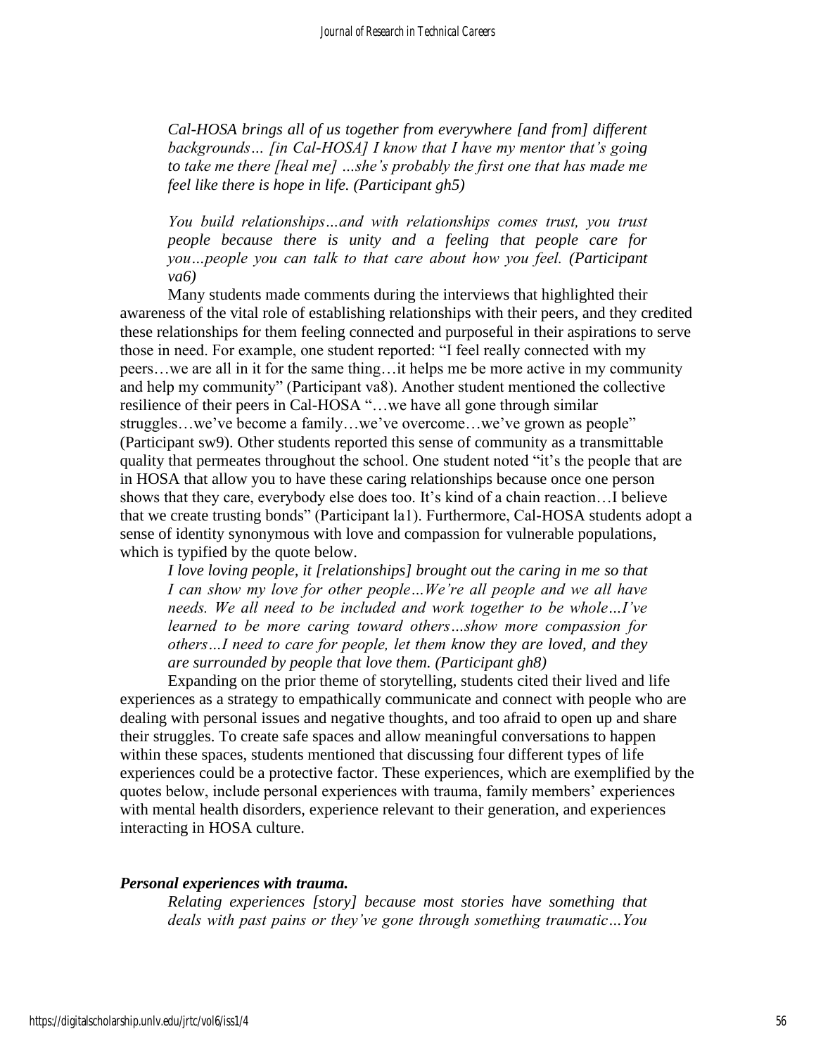*Cal-HOSA brings all of us together from everywhere [and from] different backgrounds… [in Cal-HOSA] I know that I have my mentor that's going to take me there [heal me] …she's probably the first one that has made me feel like there is hope in life. (Participant gh5)*

*You build relationships…and with relationships comes trust, you trust people because there is unity and a feeling that people care for you…people you can talk to that care about how you feel. (Participant va6)*

Many students made comments during the interviews that highlighted their awareness of the vital role of establishing relationships with their peers, and they credited these relationships for them feeling connected and purposeful in their aspirations to serve those in need. For example, one student reported: "I feel really connected with my peers…we are all in it for the same thing…it helps me be more active in my community and help my community" (Participant va8). Another student mentioned the collective resilience of their peers in Cal-HOSA "…we have all gone through similar struggles…we've become a family…we've overcome…we've grown as people" (Participant sw9). Other students reported this sense of community as a transmittable quality that permeates throughout the school. One student noted "it's the people that are in HOSA that allow you to have these caring relationships because once one person shows that they care, everybody else does too. It's kind of a chain reaction…I believe that we create trusting bonds" (Participant la1). Furthermore, Cal-HOSA students adopt a sense of identity synonymous with love and compassion for vulnerable populations, which is typified by the quote below.

*I love loving people, it [relationships] brought out the caring in me so that I can show my love for other people…We're all people and we all have needs. We all need to be included and work together to be whole…I've learned to be more caring toward others…show more compassion for others…I need to care for people, let them know they are loved, and they are surrounded by people that love them. (Participant gh8)*

Expanding on the prior theme of storytelling, students cited their lived and life experiences as a strategy to empathically communicate and connect with people who are dealing with personal issues and negative thoughts, and too afraid to open up and share their struggles. To create safe spaces and allow meaningful conversations to happen within these spaces, students mentioned that discussing four different types of life experiences could be a protective factor. These experiences, which are exemplified by the quotes below, include personal experiences with trauma, family members' experiences with mental health disorders, experience relevant to their generation, and experiences interacting in HOSA culture.

***Personal experiences with trauma.***

*Relating experiences [story] because most stories have something that deals with past pains or they've gone through something traumatic…You*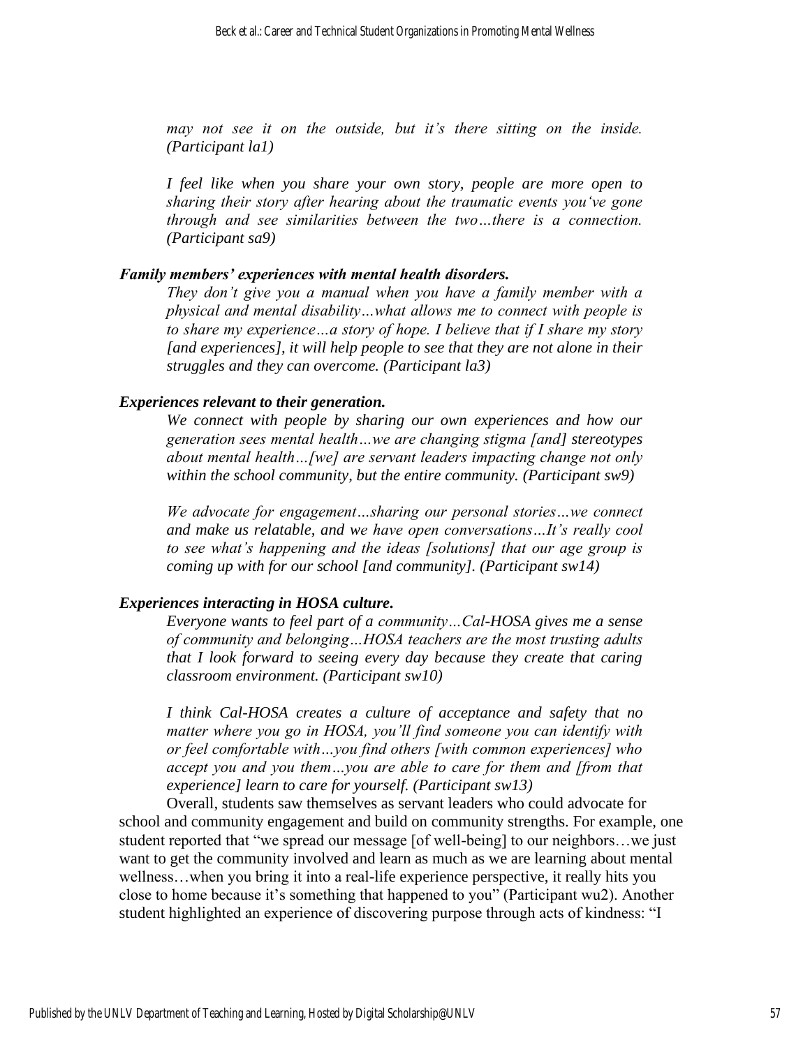*may not see it on the outside, but it's there sitting on the inside. (Participant la1)*

*I feel like when you share your own story, people are more open to sharing their story after hearing about the traumatic events you've gone through and see similarities between the two…there is a connection. (Participant sa9)*

***Family members' experiences with mental health disorders.***

*They don't give you a manual when you have a family member with a physical and mental disability…what allows me to connect with people is to share my experience…a story of hope. I believe that if I share my story [and experiences], it will help people to see that they are not alone in their struggles and they can overcome. (Participant la3)*

***Experiences relevant to their generation.***

*We connect with people by sharing our own experiences and how our generation sees mental health…we are changing stigma [and] stereotypes about mental health…[we] are servant leaders impacting change not only within the school community, but the entire community. (Participant sw9)*

*We advocate for engagement…sharing our personal stories…we connect and make us relatable, and we have open conversations…It's really cool to see what's happening and the ideas [solutions] that our age group is coming up with for our school [and community]. (Participant sw14)*

***Experiences interacting in HOSA culture.***

*Everyone wants to feel part of a community…Cal-HOSA gives me a sense of community and belonging…HOSA teachers are the most trusting adults that I look forward to seeing every day because they create that caring classroom environment. (Participant sw10)*

*I think Cal-HOSA creates a culture of acceptance and safety that no matter where you go in HOSA, you'll find someone you can identify with or feel comfortable with…you find others [with common experiences] who accept you and you them…you are able to care for them and [from that experience] learn to care for yourself. (Participant sw13)*

Overall, students saw themselves as servant leaders who could advocate for school and community engagement and build on community strengths. For example, one student reported that "we spread our message [of well-being] to our neighbors…we just want to get the community involved and learn as much as we are learning about mental wellness…when you bring it into a real-life experience perspective, it really hits you close to home because it's something that happened to you" (Participant wu2). Another student highlighted an experience of discovering purpose through acts of kindness: "I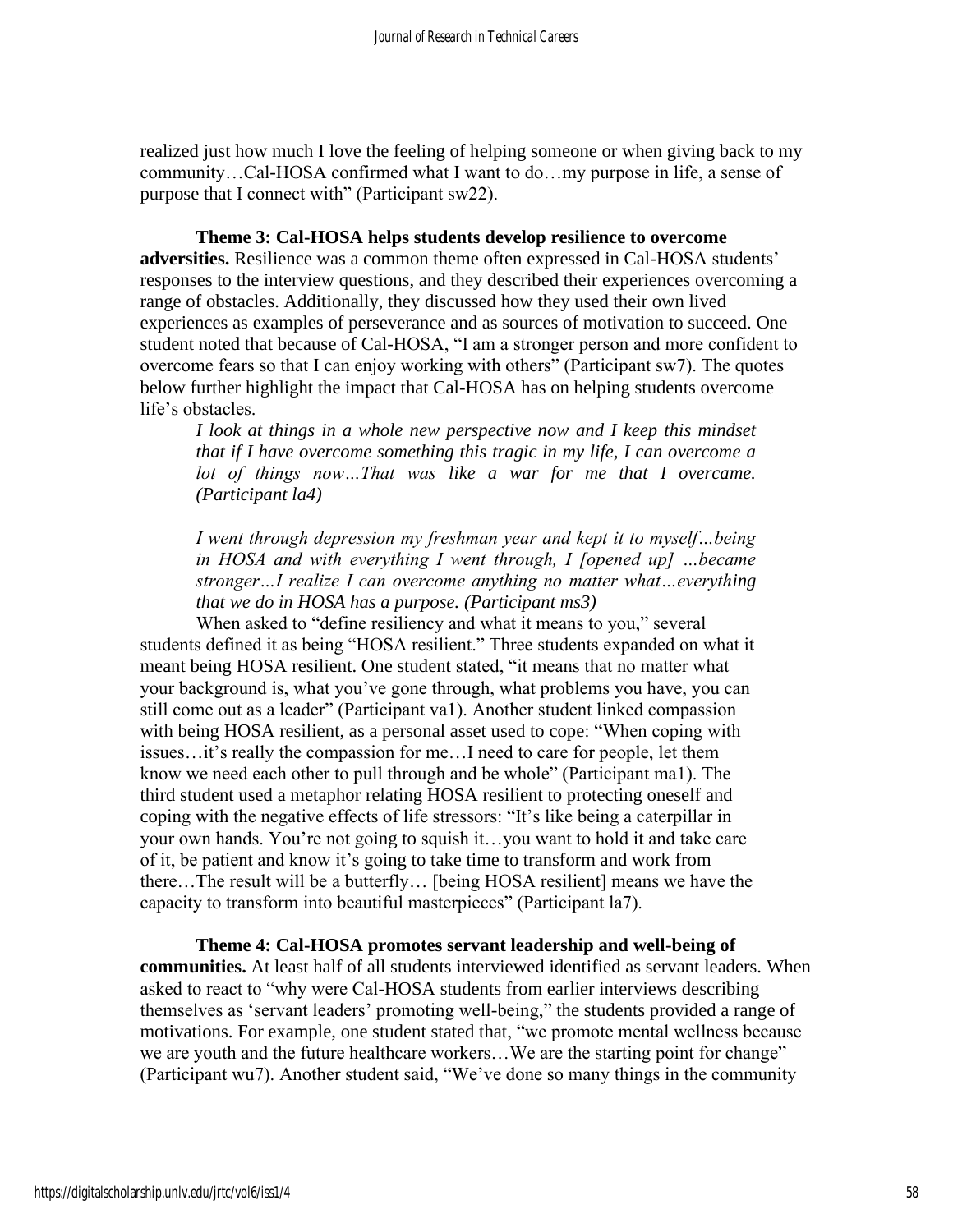realized just how much I love the feeling of helping someone or when giving back to my community…Cal-HOSA confirmed what I want to do…my purpose in life, a sense of purpose that I connect with" (Participant sw22).

**Theme 3: Cal-HOSA helps students develop resilience to overcome adversities.** Resilience was a common theme often expressed in Cal-HOSA students' responses to the interview questions, and they described their experiences overcoming a range of obstacles. Additionally, they discussed how they used their own lived experiences as examples of perseverance and as sources of motivation to succeed. One student noted that because of Cal-HOSA, "I am a stronger person and more confident to overcome fears so that I can enjoy working with others" (Participant sw7). The quotes below further highlight the impact that Cal-HOSA has on helping students overcome life's obstacles.

> *I look at things in a whole new perspective now and I keep this mindset that if I have overcome something this tragic in my life, I can overcome a lot of things now…That was like a war for me that I overcame. (Participant la4)*

> *I went through depression my freshman year and kept it to myself…being in HOSA and with everything I went through, I [opened up] …became stronger…I realize I can overcome anything no matter what…everything that we do in HOSA has a purpose. (Participant ms3)*

When asked to "define resiliency and what it means to you," several students defined it as being "HOSA resilient." Three students expanded on what it meant being HOSA resilient. One student stated, "it means that no matter what your background is, what you've gone through, what problems you have, you can still come out as a leader" (Participant va1). Another student linked compassion with being HOSA resilient, as a personal asset used to cope: "When coping with issues…it's really the compassion for me…I need to care for people, let them know we need each other to pull through and be whole" (Participant ma1). The third student used a metaphor relating HOSA resilient to protecting oneself and coping with the negative effects of life stressors: "It's like being a caterpillar in your own hands. You're not going to squish it…you want to hold it and take care of it, be patient and know it's going to take time to transform and work from there…The result will be a butterfly… [being HOSA resilient] means we have the capacity to transform into beautiful masterpieces" (Participant la7).

**Theme 4: Cal-HOSA promotes servant leadership and well-being of communities.** At least half of all students interviewed identified as servant leaders. When asked to react to "why were Cal-HOSA students from earlier interviews describing themselves as 'servant leaders' promoting well-being," the students provided a range of motivations. For example, one student stated that, "we promote mental wellness because we are youth and the future healthcare workers…We are the starting point for change" (Participant wu7). Another student said, "We've done so many things in the community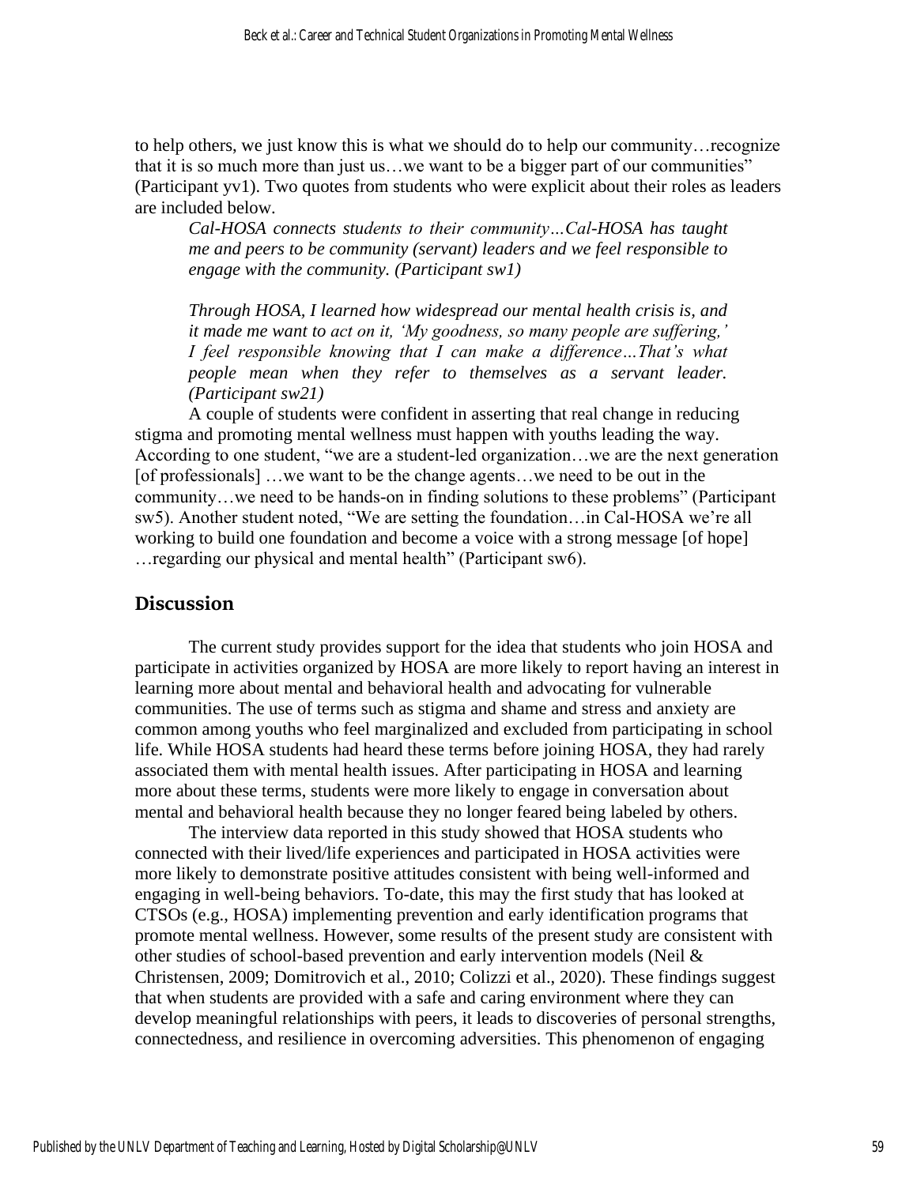to help others, we just know this is what we should do to help our community…recognize that it is so much more than just us…we want to be a bigger part of our communities" (Participant yv1). Two quotes from students who were explicit about their roles as leaders are included below.

> *Cal-HOSA connects students to their community…Cal-HOSA has taught me and peers to be community (servant) leaders and we feel responsible to engage with the community. (Participant sw1)*
>
> *Through HOSA, I learned how widespread our mental health crisis is, and it made me want to act on it, 'My goodness, so many people are suffering,' I feel responsible knowing that I can make a difference…That's what people mean when they refer to themselves as a servant leader. (Participant sw21)*

A couple of students were confident in asserting that real change in reducing stigma and promoting mental wellness must happen with youths leading the way. According to one student, "we are a student-led organization…we are the next generation [of professionals] …we want to be the change agents…we need to be out in the community…we need to be hands-on in finding solutions to these problems" (Participant sw5). Another student noted, "We are setting the foundation…in Cal-HOSA we're all working to build one foundation and become a voice with a strong message [of hope] …regarding our physical and mental health" (Participant sw6).

## Discussion

The current study provides support for the idea that students who join HOSA and participate in activities organized by HOSA are more likely to report having an interest in learning more about mental and behavioral health and advocating for vulnerable communities. The use of terms such as stigma and shame and stress and anxiety are common among youths who feel marginalized and excluded from participating in school life. While HOSA students had heard these terms before joining HOSA, they had rarely associated them with mental health issues. After participating in HOSA and learning more about these terms, students were more likely to engage in conversation about mental and behavioral health because they no longer feared being labeled by others.

The interview data reported in this study showed that HOSA students who connected with their lived/life experiences and participated in HOSA activities were more likely to demonstrate positive attitudes consistent with being well-informed and engaging in well-being behaviors. To-date, this may the first study that has looked at CTSOs (e.g., HOSA) implementing prevention and early identification programs that promote mental wellness. However, some results of the present study are consistent with other studies of school-based prevention and early intervention models (Neil & Christensen, 2009; Domitrovich et al., 2010; Colizzi et al., 2020). These findings suggest that when students are provided with a safe and caring environment where they can develop meaningful relationships with peers, it leads to discoveries of personal strengths, connectedness, and resilience in overcoming adversities. This phenomenon of engaging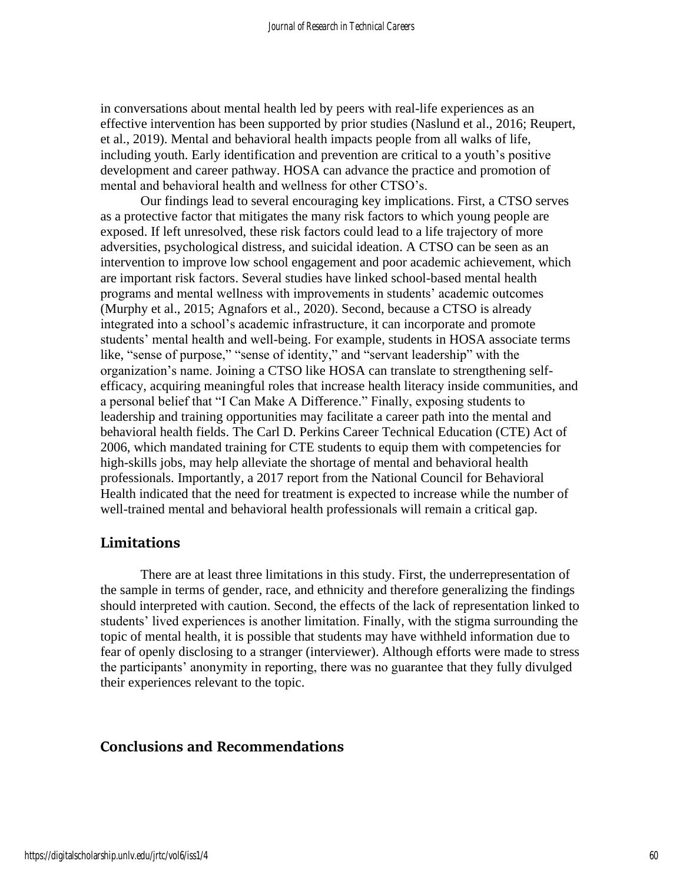in conversations about mental health led by peers with real-life experiences as an effective intervention has been supported by prior studies (Naslund et al., 2016; Reupert, et al., 2019). Mental and behavioral health impacts people from all walks of life, including youth. Early identification and prevention are critical to a youth's positive development and career pathway. HOSA can advance the practice and promotion of mental and behavioral health and wellness for other CTSO's.

Our findings lead to several encouraging key implications. First, a CTSO serves as a protective factor that mitigates the many risk factors to which young people are exposed. If left unresolved, these risk factors could lead to a life trajectory of more adversities, psychological distress, and suicidal ideation. A CTSO can be seen as an intervention to improve low school engagement and poor academic achievement, which are important risk factors. Several studies have linked school-based mental health programs and mental wellness with improvements in students' academic outcomes (Murphy et al., 2015; Agnafors et al., 2020). Second, because a CTSO is already integrated into a school's academic infrastructure, it can incorporate and promote students' mental health and well-being. For example, students in HOSA associate terms like, "sense of purpose," "sense of identity," and "servant leadership" with the organization's name. Joining a CTSO like HOSA can translate to strengthening self-efficacy, acquiring meaningful roles that increase health literacy inside communities, and a personal belief that "I Can Make A Difference." Finally, exposing students to leadership and training opportunities may facilitate a career path into the mental and behavioral health fields. The Carl D. Perkins Career Technical Education (CTE) Act of 2006, which mandated training for CTE students to equip them with competencies for high-skills jobs, may help alleviate the shortage of mental and behavioral health professionals. Importantly, a 2017 report from the National Council for Behavioral Health indicated that the need for treatment is expected to increase while the number of well-trained mental and behavioral health professionals will remain a critical gap.

## Limitations

There are at least three limitations in this study. First, the underrepresentation of the sample in terms of gender, race, and ethnicity and therefore generalizing the findings should interpreted with caution. Second, the effects of the lack of representation linked to students' lived experiences is another limitation. Finally, with the stigma surrounding the topic of mental health, it is possible that students may have withheld information due to fear of openly disclosing to a stranger (interviewer). Although efforts were made to stress the participants' anonymity in reporting, there was no guarantee that they fully divulged their experiences relevant to the topic.

## Conclusions and Recommendations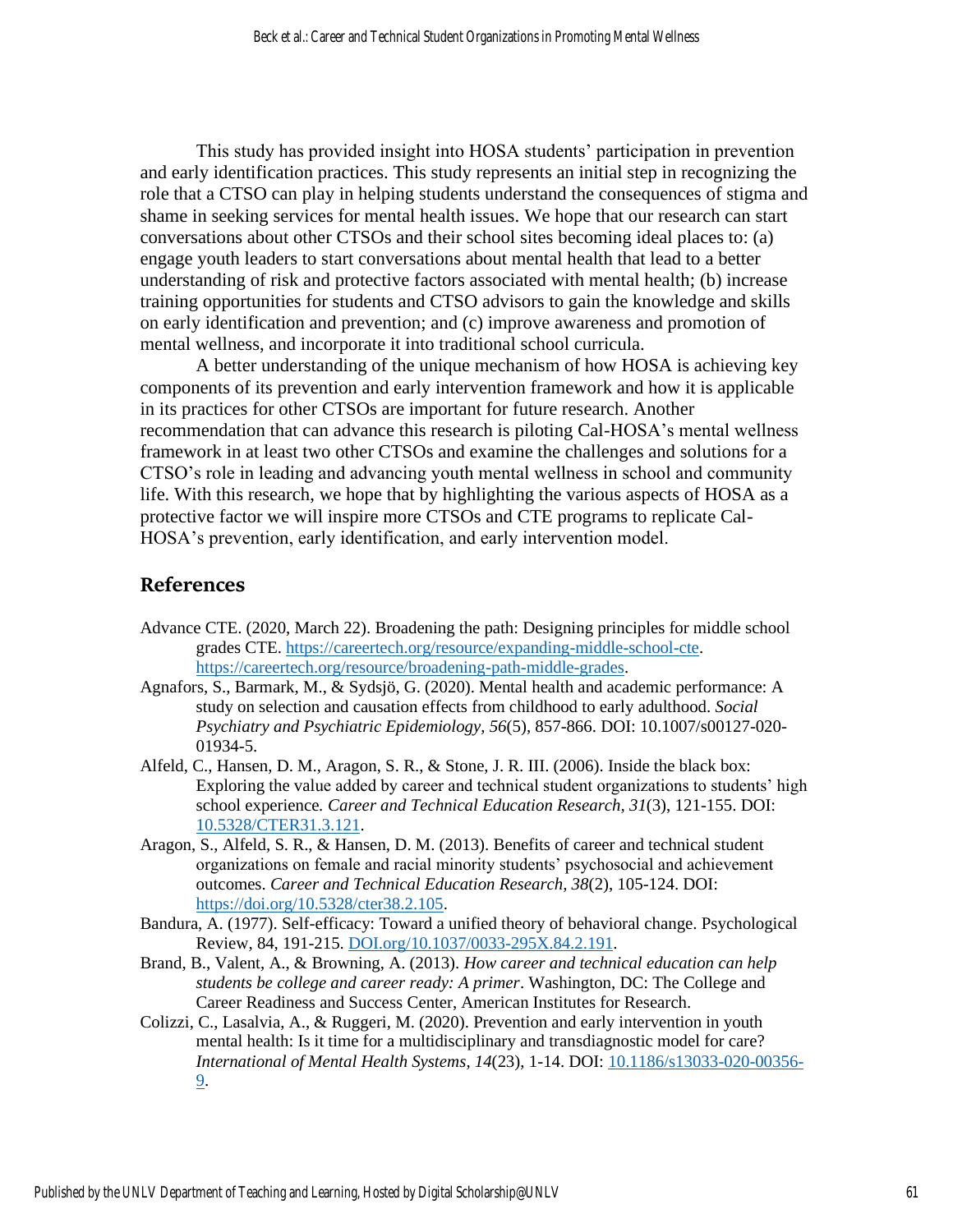This study has provided insight into HOSA students' participation in prevention and early identification practices. This study represents an initial step in recognizing the role that a CTSO can play in helping students understand the consequences of stigma and shame in seeking services for mental health issues. We hope that our research can start conversations about other CTSOs and their school sites becoming ideal places to: (a) engage youth leaders to start conversations about mental health that lead to a better understanding of risk and protective factors associated with mental health; (b) increase training opportunities for students and CTSO advisors to gain the knowledge and skills on early identification and prevention; and (c) improve awareness and promotion of mental wellness, and incorporate it into traditional school curricula.

A better understanding of the unique mechanism of how HOSA is achieving key components of its prevention and early intervention framework and how it is applicable in its practices for other CTSOs are important for future research. Another recommendation that can advance this research is piloting Cal-HOSA's mental wellness framework in at least two other CTSOs and examine the challenges and solutions for a CTSO's role in leading and advancing youth mental wellness in school and community life. With this research, we hope that by highlighting the various aspects of HOSA as a protective factor we will inspire more CTSOs and CTE programs to replicate Cal-HOSA's prevention, early identification, and early intervention model.

## References

Advance CTE. (2020, March 22). Broadening the path: Designing principles for middle school grades CTE. https://careertech.org/resource/expanding-middle-school-cte. https://careertech.org/resource/broadening-path-middle-grades.

Agnafors, S., Barmark, M., & Sydsjö, G. (2020). Mental health and academic performance: A study on selection and causation effects from childhood to early adulthood. *Social Psychiatry and Psychiatric Epidemiology, 56*(5), 857-866. DOI: 10.1007/s00127-020-01934-5.

Alfeld, C., Hansen, D. M., Aragon, S. R., & Stone, J. R. III. (2006). Inside the black box: Exploring the value added by career and technical student organizations to students' high school experience*. Career and Technical Education Research, 31*(3), 121-155. DOI: 10.5328/CTER31.3.121.

Aragon, S., Alfeld, S. R., & Hansen, D. M. (2013). Benefits of career and technical student organizations on female and racial minority students' psychosocial and achievement outcomes. *Career and Technical Education Research, 38*(2), 105-124. DOI: https://doi.org/10.5328/cter38.2.105.

Bandura, A. (1977). Self-efficacy: Toward a unified theory of behavioral change. Psychological Review, 84, 191-215. DOI.org/10.1037/0033-295X.84.2.191.

Brand, B., Valent, A., & Browning, A. (2013). *How career and technical education can help students be college and career ready: A primer*. Washington, DC: The College and Career Readiness and Success Center, American Institutes for Research.

Colizzi, C., Lasalvia, A., & Ruggeri, M. (2020). Prevention and early intervention in youth mental health: Is it time for a multidisciplinary and transdiagnostic model for care? *International of Mental Health Systems, 14*(23), 1-14. DOI: 10.1186/s13033-020-00356-9.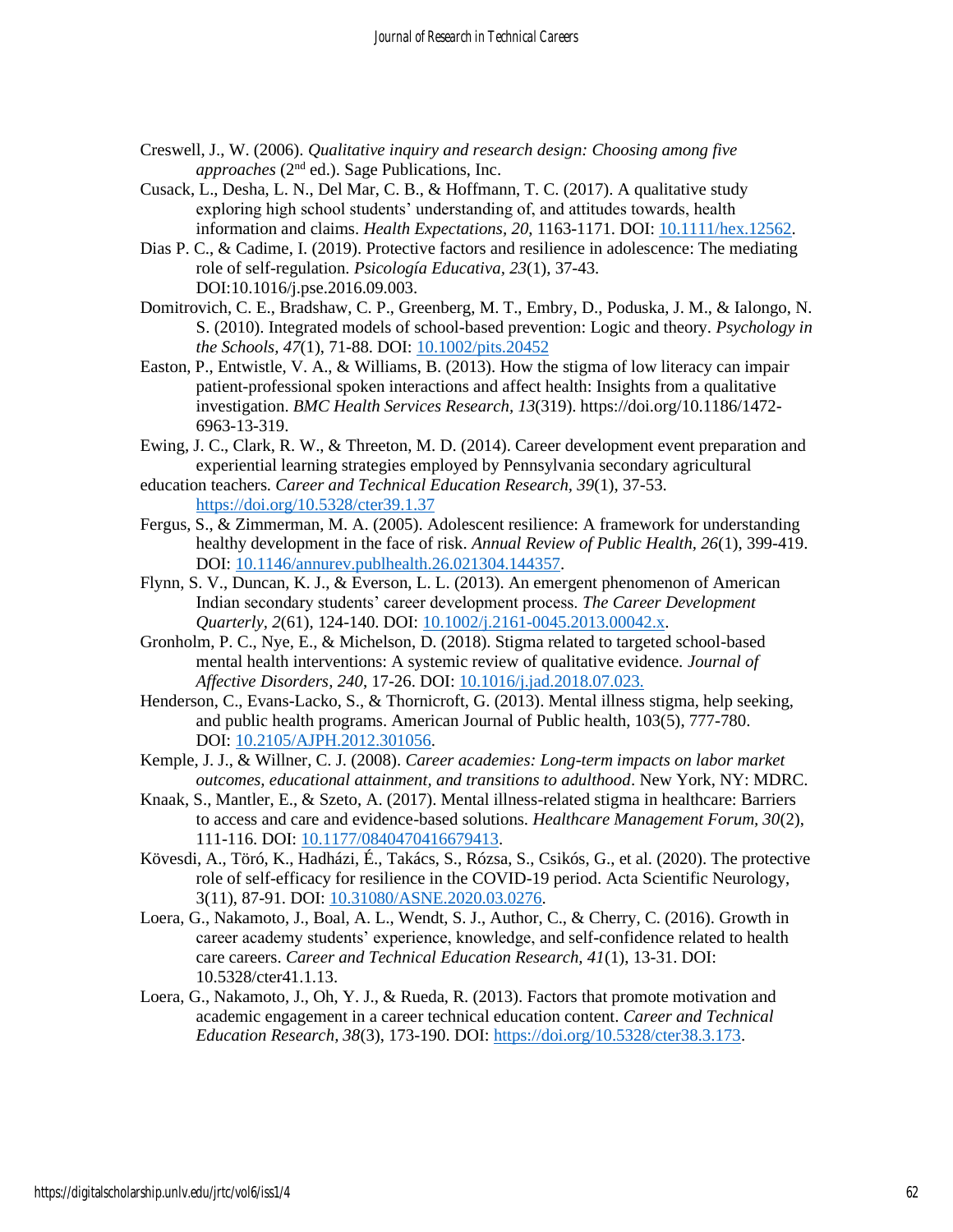Creswell, J., W. (2006). *Qualitative inquiry and research design: Choosing among five approaches* (2nd ed.). Sage Publications, Inc.

Cusack, L., Desha, L. N., Del Mar, C. B., & Hoffmann, T. C. (2017). A qualitative study exploring high school students' understanding of, and attitudes towards, health information and claims. *Health Expectations, 20*, 1163-1171. DOI: 10.1111/hex.12562.

Dias P. C., & Cadime, I. (2019). Protective factors and resilience in adolescence: The mediating role of self-regulation. *Psicología Educativa, 23*(1), 37-43. DOI:10.1016/j.pse.2016.09.003.

Domitrovich, C. E., Bradshaw, C. P., Greenberg, M. T., Embry, D., Poduska, J. M., & Ialongo, N. S. (2010). Integrated models of school-based prevention: Logic and theory. *Psychology in the Schools, 47*(1), 71-88. DOI: 10.1002/pits.20452

Easton, P., Entwistle, V. A., & Williams, B. (2013). How the stigma of low literacy can impair patient-professional spoken interactions and affect health: Insights from a qualitative investigation. *BMC Health Services Research, 13*(319). https://doi.org/10.1186/1472-6963-13-319.

Ewing, J. C., Clark, R. W., & Threeton, M. D. (2014). Career development event preparation and experiential learning strategies employed by Pennsylvania secondary agricultural education teachers. *Career and Technical Education Research, 39*(1), 37-53. https://doi.org/10.5328/cter39.1.37

Fergus, S., & Zimmerman, M. A. (2005). Adolescent resilience: A framework for understanding healthy development in the face of risk. *Annual Review of Public Health, 26*(1), 399-419. DOI: 10.1146/annurev.publhealth.26.021304.144357.

Flynn, S. V., Duncan, K. J., & Everson, L. L. (2013). An emergent phenomenon of American Indian secondary students' career development process. *The Career Development Quarterly, 2*(61), 124-140. DOI: 10.1002/j.2161-0045.2013.00042.x.

Gronholm, P. C., Nye, E., & Michelson, D. (2018). Stigma related to targeted school-based mental health interventions: A systemic review of qualitative evidence. *Journal of Affective Disorders, 240*, 17-26. DOI: 10.1016/j.jad.2018.07.023.

Henderson, C., Evans-Lacko, S., & Thornicroft, G. (2013). Mental illness stigma, help seeking, and public health programs. American Journal of Public health, 103(5), 777-780. DOI: 10.2105/AJPH.2012.301056.

Kemple, J. J., & Willner, C. J. (2008). *Career academies: Long-term impacts on labor market outcomes, educational attainment, and transitions to adulthood*. New York, NY: MDRC.

Knaak, S., Mantler, E., & Szeto, A. (2017). Mental illness-related stigma in healthcare: Barriers to access and care and evidence-based solutions. *Healthcare Management Forum, 30*(2), 111-116. DOI: 10.1177/0840470416679413.

Kövesdi, A., Törö, K., Hadházi, É., Takács, S., Rózsa, S., Csikós, G., et al. (2020). The protective role of self-efficacy for resilience in the COVID-19 period. Acta Scientific Neurology, 3(11), 87-91. DOI: 10.31080/ASNE.2020.03.0276.

Loera, G., Nakamoto, J., Boal, A. L., Wendt, S. J., Author, C., & Cherry, C. (2016). Growth in career academy students' experience, knowledge, and self-confidence related to health care careers. *Career and Technical Education Research, 41*(1), 13-31. DOI: 10.5328/cter41.1.13.

Loera, G., Nakamoto, J., Oh, Y. J., & Rueda, R. (2013). Factors that promote motivation and academic engagement in a career technical education content. *Career and Technical Education Research, 38*(3), 173-190. DOI: https://doi.org/10.5328/cter38.3.173.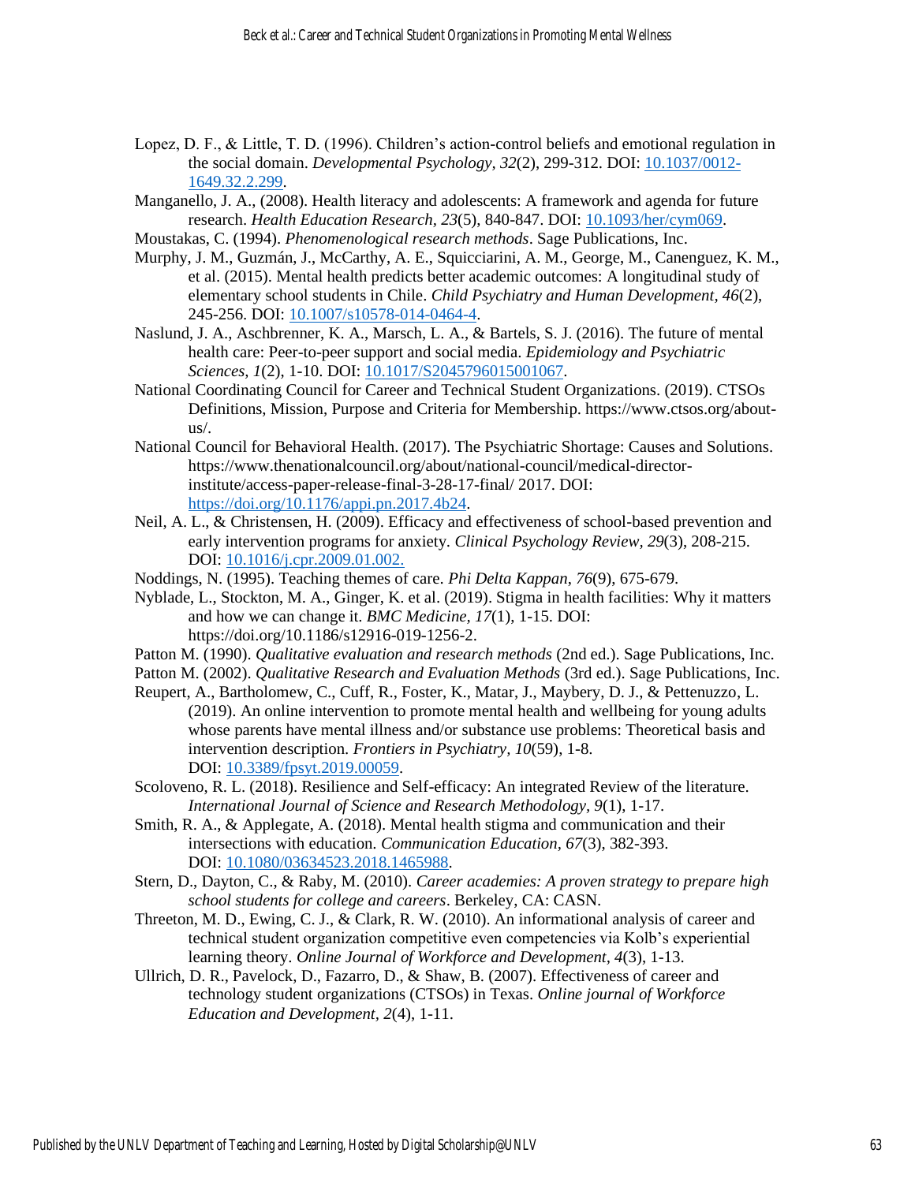Lopez, D. F., & Little, T. D. (1996). Children's action-control beliefs and emotional regulation in the social domain. *Developmental Psychology, 32*(2), 299-312. DOI: 10.1037/0012-1649.32.2.299.

Manganello, J. A., (2008). Health literacy and adolescents: A framework and agenda for future research. *Health Education Research, 23*(5), 840-847. DOI: 10.1093/her/cym069.

Moustakas, C. (1994). *Phenomenological research methods*. Sage Publications, Inc.

Murphy, J. M., Guzmán, J., McCarthy, A. E., Squicciarini, A. M., George, M., Canenguez, K. M., et al. (2015). Mental health predicts better academic outcomes: A longitudinal study of elementary school students in Chile. *Child Psychiatry and Human Development, 46*(2), 245-256. DOI: 10.1007/s10578-014-0464-4.

Naslund, J. A., Aschbrenner, K. A., Marsch, L. A., & Bartels, S. J. (2016). The future of mental health care: Peer-to-peer support and social media. *Epidemiology and Psychiatric Sciences, 1*(2), 1-10. DOI: 10.1017/S2045796015001067.

National Coordinating Council for Career and Technical Student Organizations. (2019). CTSOs Definitions, Mission, Purpose and Criteria for Membership. https://www.ctsos.org/about-us/.

National Council for Behavioral Health. (2017). The Psychiatric Shortage: Causes and Solutions. https://www.thenationalcouncil.org/about/national-council/medical-director-institute/access-paper-release-final-3-28-17-final/ 2017. DOI: https://doi.org/10.1176/appi.pn.2017.4b24.

Neil, A. L., & Christensen, H. (2009). Efficacy and effectiveness of school-based prevention and early intervention programs for anxiety. *Clinical Psychology Review, 29*(3), 208-215. DOI: 10.1016/j.cpr.2009.01.002.

Noddings, N. (1995). Teaching themes of care. *Phi Delta Kappan, 76*(9), 675-679.

Nyblade, L., Stockton, M. A., Ginger, K. et al. (2019). Stigma in health facilities: Why it matters and how we can change it. *BMC Medicine, 17*(1), 1-15. DOI: https://doi.org/10.1186/s12916-019-1256-2.

Patton M. (1990). *Qualitative evaluation and research methods* (2nd ed.). Sage Publications, Inc.

Patton M. (2002). *Qualitative Research and Evaluation Methods* (3rd ed.). Sage Publications, Inc.

Reupert, A., Bartholomew, C., Cuff, R., Foster, K., Matar, J., Maybery, D. J., & Pettenuzzo, L. (2019). An online intervention to promote mental health and wellbeing for young adults whose parents have mental illness and/or substance use problems: Theoretical basis and intervention description. *Frontiers in Psychiatry, 10*(59), 1-8. DOI: 10.3389/fpsyt.2019.00059.

Scoloveno, R. L. (2018). Resilience and Self-efficacy: An integrated Review of the literature. *International Journal of Science and Research Methodology, 9*(1), 1-17.

Smith, R. A., & Applegate, A. (2018). Mental health stigma and communication and their intersections with education. *Communication Education, 67*(3), 382-393. DOI: 10.1080/03634523.2018.1465988.

Stern, D., Dayton, C., & Raby, M. (2010). *Career academies: A proven strategy to prepare high school students for college and careers*. Berkeley, CA: CASN.

Threeton, M. D., Ewing, C. J., & Clark, R. W. (2010). An informational analysis of career and technical student organization competitive even competencies via Kolb's experiential learning theory. *Online Journal of Workforce and Development, 4*(3), 1-13.

Ullrich, D. R., Pavelock, D., Fazarro, D., & Shaw, B. (2007). Effectiveness of career and technology student organizations (CTSOs) in Texas. *Online journal of Workforce Education and Development, 2*(4), 1-11.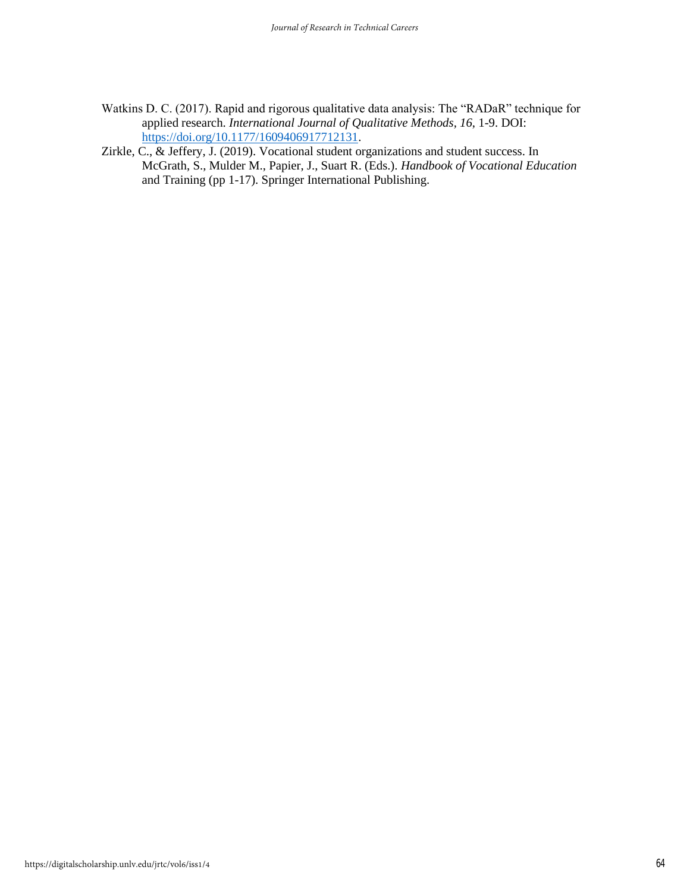Watkins D. C. (2017). Rapid and rigorous qualitative data analysis: The "RADaR" technique for applied research. *International Journal of Qualitative Methods, 16*, 1-9. DOI: https://doi.org/10.1177/1609406917712131.

Zirkle, C., & Jeffery, J. (2019). Vocational student organizations and student success. In McGrath, S., Mulder M., Papier, J., Suart R. (Eds.). *Handbook of Vocational Education* and Training (pp 1-17). Springer International Publishing.